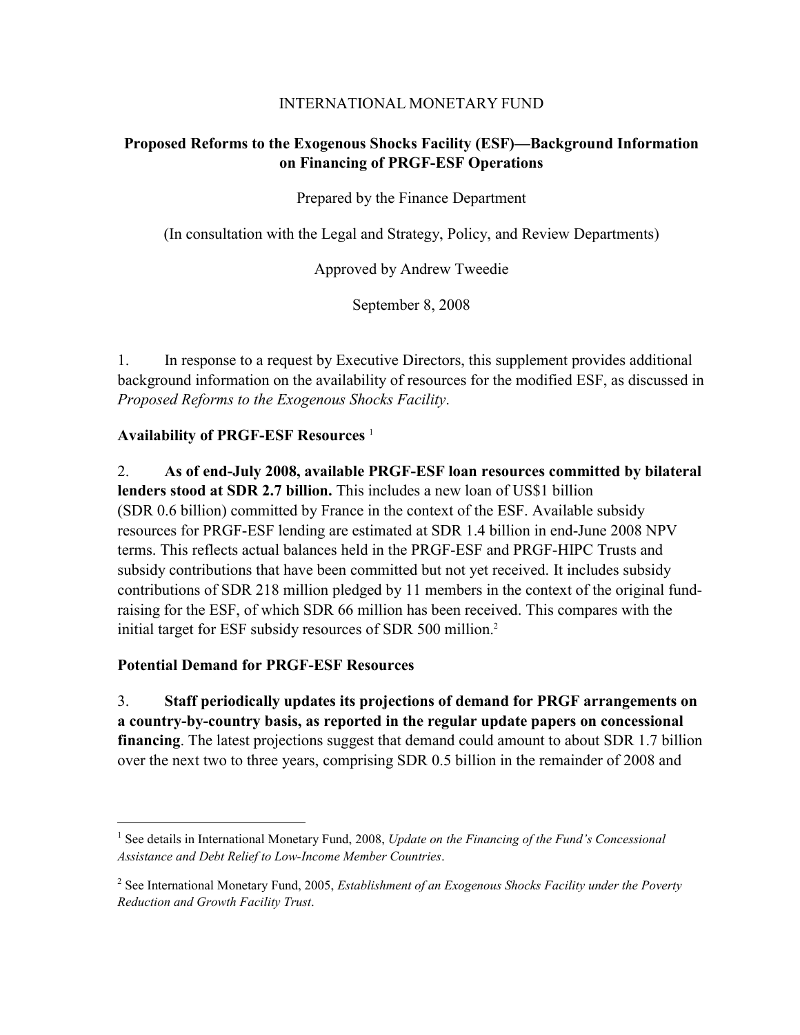INTERNATIONAL MONETARY FUND

# Proposed Reforms to the Exogenous Shocks Facility (ESF)—Background Information on Financing of PRGF-ESF Operations

Prepared by the Finance Department

(In consultation with the Legal and Strategy, Policy, and Review Departments)

Approved by Andrew Tweedie

September 8, 2008

1. In response to a request by Executive Directors, this supplement provides additional background information on the availability of resources for the modified ESF, as discussed in *Proposed Reforms to the Exogenous Shocks Facility*.

**Availability of PRGF-ESF Resources** [1]

2. **As of end-July 2008, available PRGF-ESF loan resources committed by bilateral lenders stood at SDR 2.7 billion.** This includes a new loan of US$1 billion (SDR 0.6 billion) committed by France in the context of the ESF. Available subsidy resources for PRGF-ESF lending are estimated at SDR 1.4 billion in end-June 2008 NPV terms. This reflects actual balances held in the PRGF-ESF and PRGF-HIPC Trusts and subsidy contributions that have been committed but not yet received. It includes subsidy contributions of SDR 218 million pledged by 11 members in the context of the original fund-raising for the ESF, of which SDR 66 million has been received. This compares with the initial target for ESF subsidy resources of SDR 500 million.[2]

**Potential Demand for PRGF-ESF Resources**

3. **Staff periodically updates its projections of demand for PRGF arrangements on a country-by-country basis, as reported in the regular update papers on concessional financing**. The latest projections suggest that demand could amount to about SDR 1.7 billion over the next two to three years, comprising SDR 0.5 billion in the remainder of 2008 and

[1] See details in International Monetary Fund, 2008, *Update on the Financing of the Fund's Concessional Assistance and Debt Relief to Low-Income Member Countries*.

[2] See International Monetary Fund, 2005, *Establishment of an Exogenous Shocks Facility under the Poverty Reduction and Growth Facility Trust*.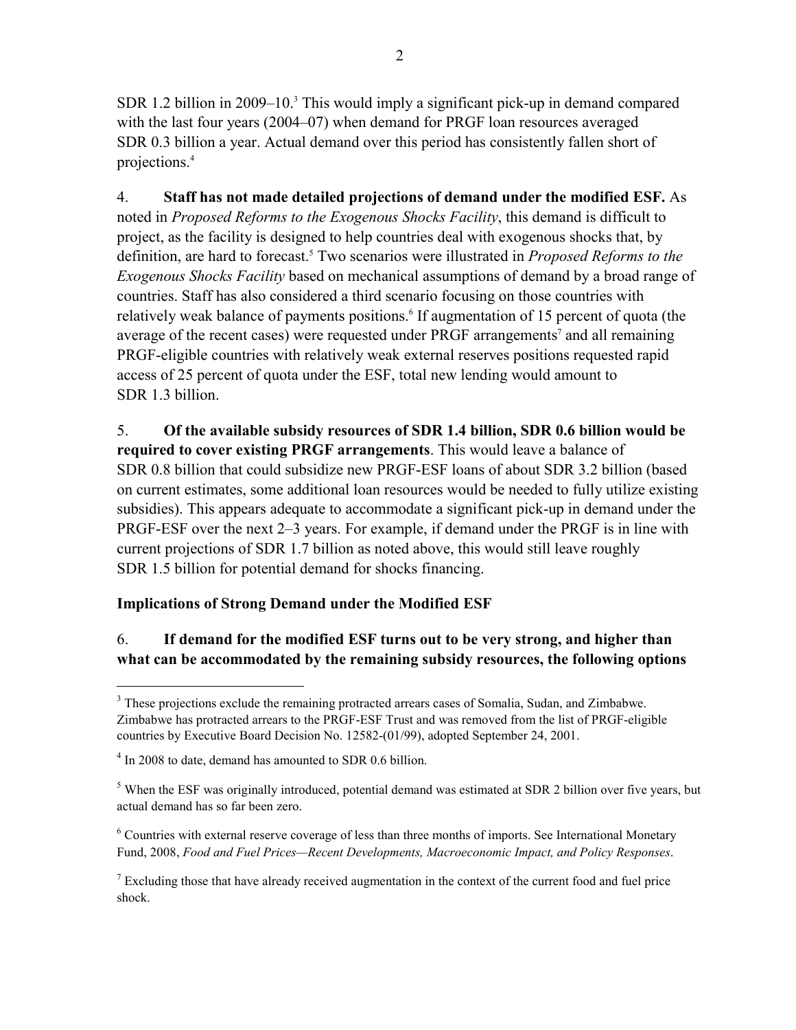SDR 1.2 billion in 2009–10.[3] This would imply a significant pick-up in demand compared with the last four years (2004–07) when demand for PRGF loan resources averaged SDR 0.3 billion a year. Actual demand over this period has consistently fallen short of projections.[4]

4. **Staff has not made detailed projections of demand under the modified ESF.** As noted in *Proposed Reforms to the Exogenous Shocks Facility*, this demand is difficult to project, as the facility is designed to help countries deal with exogenous shocks that, by definition, are hard to forecast.[5] Two scenarios were illustrated in *Proposed Reforms to the Exogenous Shocks Facility* based on mechanical assumptions of demand by a broad range of countries. Staff has also considered a third scenario focusing on those countries with relatively weak balance of payments positions.[6] If augmentation of 15 percent of quota (the average of the recent cases) were requested under PRGF arrangements[7] and all remaining PRGF-eligible countries with relatively weak external reserves positions requested rapid access of 25 percent of quota under the ESF, total new lending would amount to SDR 1.3 billion.

5. **Of the available subsidy resources of SDR 1.4 billion, SDR 0.6 billion would be required to cover existing PRGF arrangements**. This would leave a balance of SDR 0.8 billion that could subsidize new PRGF-ESF loans of about SDR 3.2 billion (based on current estimates, some additional loan resources would be needed to fully utilize existing subsidies). This appears adequate to accommodate a significant pick-up in demand under the PRGF-ESF over the next 2–3 years. For example, if demand under the PRGF is in line with current projections of SDR 1.7 billion as noted above, this would still leave roughly SDR 1.5 billion for potential demand for shocks financing.

### Implications of Strong Demand under the Modified ESF

6. **If demand for the modified ESF turns out to be very strong, and higher than what can be accommodated by the remaining subsidy resources, the following options**

---

[3] These projections exclude the remaining protracted arrears cases of Somalia, Sudan, and Zimbabwe. Zimbabwe has protracted arrears to the PRGF-ESF Trust and was removed from the list of PRGF-eligible countries by Executive Board Decision No. 12582-(01/99), adopted September 24, 2001.

[4] In 2008 to date, demand has amounted to SDR 0.6 billion.

[5] When the ESF was originally introduced, potential demand was estimated at SDR 2 billion over five years, but actual demand has so far been zero.

[6] Countries with external reserve coverage of less than three months of imports. See International Monetary Fund, 2008, *Food and Fuel Prices—Recent Developments, Macroeconomic Impact, and Policy Responses*.

[7] Excluding those that have already received augmentation in the context of the current food and fuel price shock.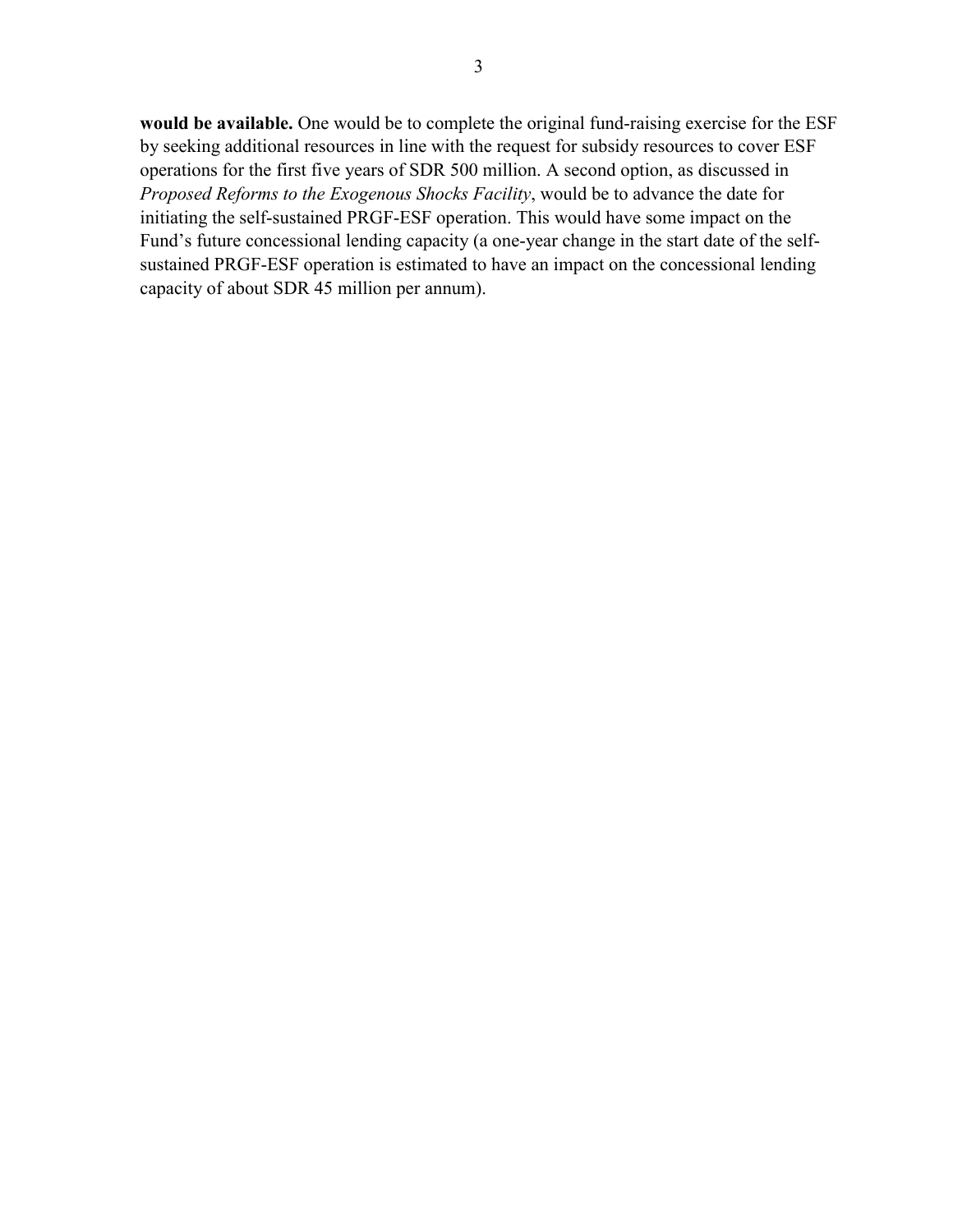**would be available.** One would be to complete the original fund-raising exercise for the ESF by seeking additional resources in line with the request for subsidy resources to cover ESF operations for the first five years of SDR 500 million. A second option, as discussed in *Proposed Reforms to the Exogenous Shocks Facility*, would be to advance the date for initiating the self-sustained PRGF-ESF operation. This would have some impact on the Fund's future concessional lending capacity (a one-year change in the start date of the self-sustained PRGF-ESF operation is estimated to have an impact on the concessional lending capacity of about SDR 45 million per annum).